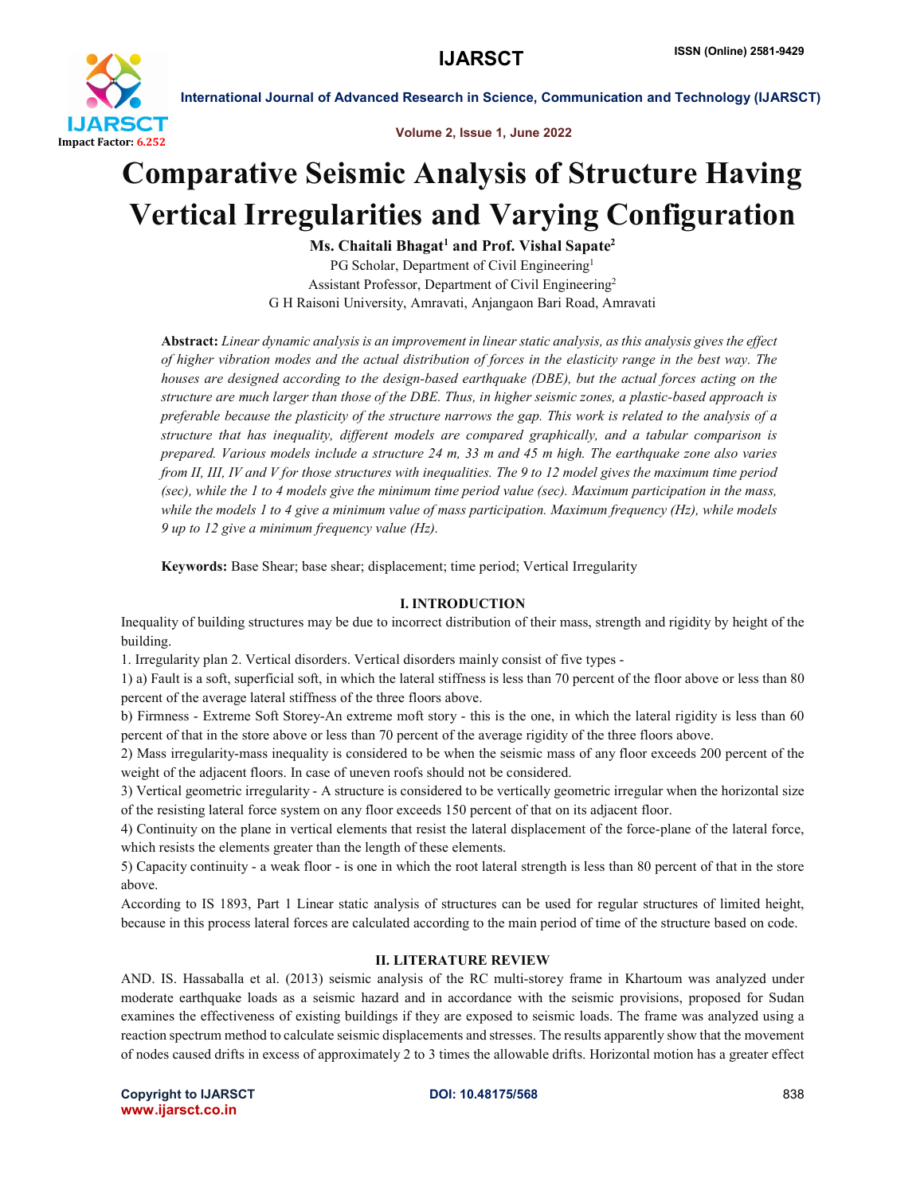# Comparative Seismic Analysis of Structure Having Vertical Irregularities and Varying Configuration

**Ms. Chaitali Bhagat[1] and Prof. Vishal Sapate[2]**

PG Scholar, Department of Civil Engineering[1]

Assistant Professor, Department of Civil Engineering[2]

G H Raisoni University, Amravati, Anjangaon Bari Road, Amravati

**Abstract:** *Linear dynamic analysis is an improvement in linear static analysis, as this analysis gives the effect of higher vibration modes and the actual distribution of forces in the elasticity range in the best way. The houses are designed according to the design-based earthquake (DBE), but the actual forces acting on the structure are much larger than those of the DBE. Thus, in higher seismic zones, a plastic-based approach is preferable because the plasticity of the structure narrows the gap. This work is related to the analysis of a structure that has inequality, different models are compared graphically, and a tabular comparison is prepared. Various models include a structure 24 m, 33 m and 45 m high. The earthquake zone also varies from II, III, IV and V for those structures with inequalities. The 9 to 12 model gives the maximum time period (sec), while the 1 to 4 models give the minimum time period value (sec). Maximum participation in the mass, while the models 1 to 4 give a minimum value of mass participation. Maximum frequency (Hz), while models 9 up to 12 give a minimum frequency value (Hz).*

**Keywords:** Base Shear; base shear; displacement; time period; Vertical Irregularity

## I. INTRODUCTION

Inequality of building structures may be due to incorrect distribution of their mass, strength and rigidity by height of the building.

1. Irregularity plan 2. Vertical disorders. Vertical disorders mainly consist of five types -

1) a) Fault is a soft, superficial soft, in which the lateral stiffness is less than 70 percent of the floor above or less than 80 percent of the average lateral stiffness of the three floors above.

b) Firmness - Extreme Soft Storey-An extreme moft story - this is the one, in which the lateral rigidity is less than 60 percent of that in the store above or less than 70 percent of the average rigidity of the three floors above.

2) Mass irregularity-mass inequality is considered to be when the seismic mass of any floor exceeds 200 percent of the weight of the adjacent floors. In case of uneven roofs should not be considered.

3) Vertical geometric irregularity - A structure is considered to be vertically geometric irregular when the horizontal size of the resisting lateral force system on any floor exceeds 150 percent of that on its adjacent floor.

4) Continuity on the plane in vertical elements that resist the lateral displacement of the force-plane of the lateral force, which resists the elements greater than the length of these elements.

5) Capacity continuity - a weak floor - is one in which the root lateral strength is less than 80 percent of that in the store above.

According to IS 1893, Part 1 Linear static analysis of structures can be used for regular structures of limited height, because in this process lateral forces are calculated according to the main period of time of the structure based on code.

## II. LITERATURE REVIEW

AND. IS. Hassaballa et al. (2013) seismic analysis of the RC multi-storey frame in Khartoum was analyzed under moderate earthquake loads as a seismic hazard and in accordance with the seismic provisions, proposed for Sudan examines the effectiveness of existing buildings if they are exposed to seismic loads. The frame was analyzed using a reaction spectrum method to calculate seismic displacements and stresses. The results apparently show that the movement of nodes caused drifts in excess of approximately 2 to 3 times the allowable drifts. Horizontal motion has a greater effect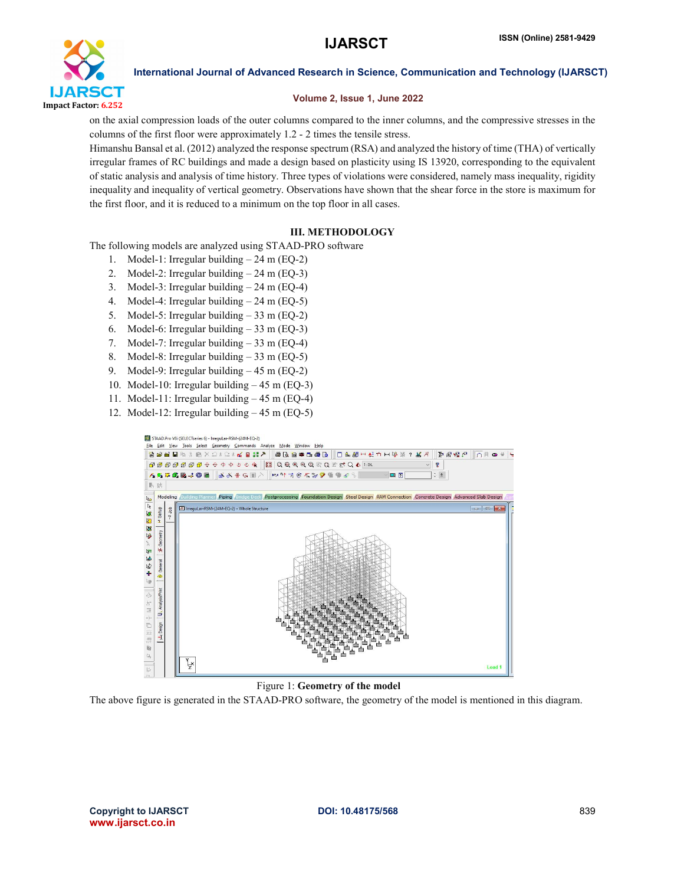on the axial compression loads of the outer columns compared to the inner columns, and the compressive stresses in the columns of the first floor were approximately 1.2 - 2 times the tensile stress.

Himanshu Bansal et al. (2012) analyzed the response spectrum (RSA) and analyzed the history of time (THA) of vertically irregular frames of RC buildings and made a design based on plasticity using IS 13920, corresponding to the equivalent of static analysis and analysis of time history. Three types of violations were considered, namely mass inequality, rigidity inequality and inequality of vertical geometry. Observations have shown that the shear force in the store is maximum for the first floor, and it is reduced to a minimum on the top floor in all cases.

## III. METHODOLOGY

The following models are analyzed using STAAD-PRO software

1. Model-1: Irregular building – 24 m (EQ-2)
2. Model-2: Irregular building – 24 m (EQ-3)
3. Model-3: Irregular building – 24 m (EQ-4)
4. Model-4: Irregular building – 24 m (EQ-5)
5. Model-5: Irregular building – 33 m (EQ-2)
6. Model-6: Irregular building – 33 m (EQ-3)
7. Model-7: Irregular building – 33 m (EQ-4)
8. Model-8: Irregular building – 33 m (EQ-5)
9. Model-9: Irregular building – 45 m (EQ-2)
10. Model-10: Irregular building – 45 m (EQ-3)
11. Model-11: Irregular building – 45 m (EQ-4)
12. Model-12: Irregular building – 45 m (EQ-5)

Figure 1: **Geometry of the model**

The above figure is generated in the STAAD-PRO software, the geometry of the model is mentioned in this diagram.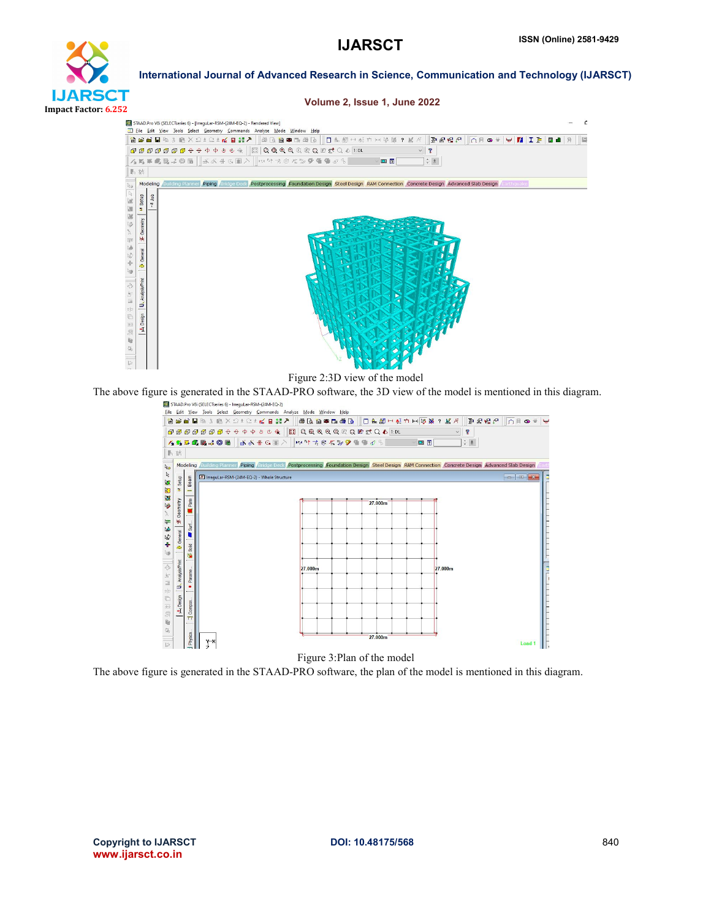Figure 2:3D view of the model

The above figure is generated in the STAAD-PRO software, the 3D view of the model is mentioned in this diagram.

Figure 3:Plan of the model

The above figure is generated in the STAAD-PRO software, the plan of the model is mentioned in this diagram.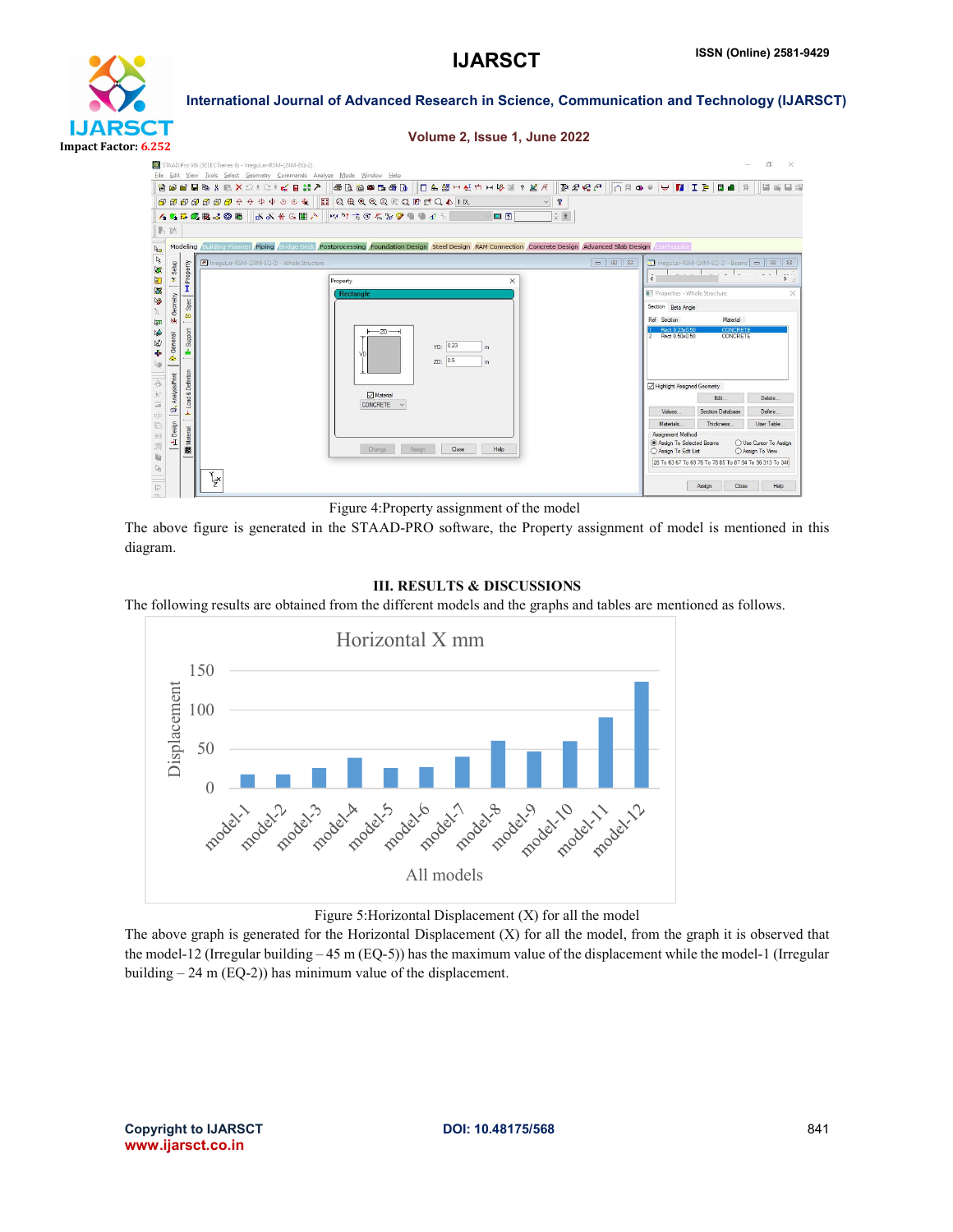Figure 4:Property assignment of the model

The above figure is generated in the STAAD-PRO software, the Property assignment of model is mentioned in this diagram.

## III. RESULTS & DISCUSSIONS

The following results are obtained from the different models and the graphs and tables are mentioned as follows.

Figure 5:Horizontal Displacement (X) for all the model

The above graph is generated for the Horizontal Displacement (X) for all the model, from the graph it is observed that the model-12 (Irregular building – 45 m (EQ-5)) has the maximum value of the displacement while the model-1 (Irregular building – 24 m (EQ-2)) has minimum value of the displacement.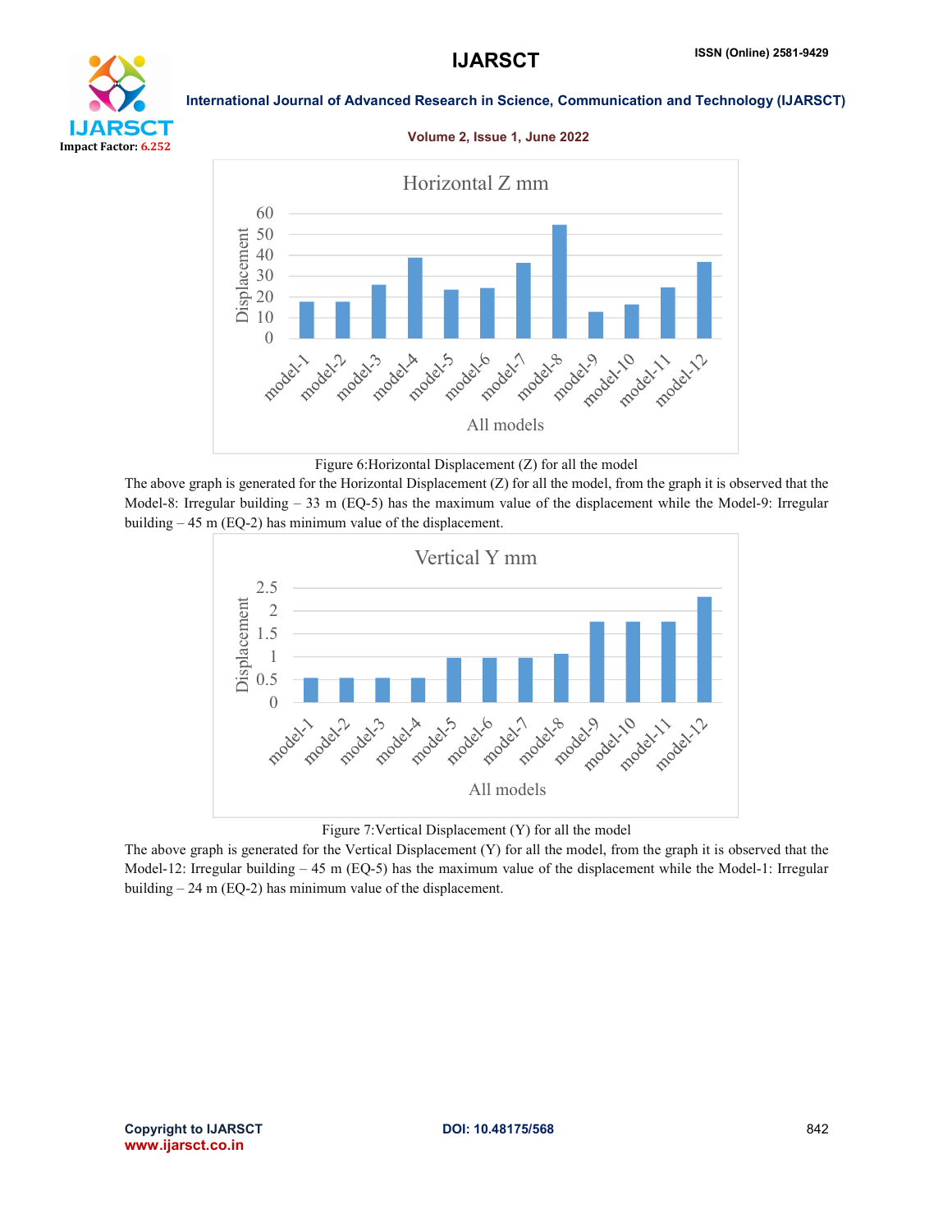Figure 6:Horizontal Displacement (Z) for all the model

The above graph is generated for the Horizontal Displacement (Z) for all the model, from the graph it is observed that the Model-8: Irregular building – 33 m (EQ-5) has the maximum value of the displacement while the Model-9: Irregular building – 45 m (EQ-2) has minimum value of the displacement.

Figure 7:Vertical Displacement (Y) for all the model

The above graph is generated for the Vertical Displacement (Y) for all the model, from the graph it is observed that the Model-12: Irregular building – 45 m (EQ-5) has the maximum value of the displacement while the Model-1: Irregular building – 24 m (EQ-2) has minimum value of the displacement.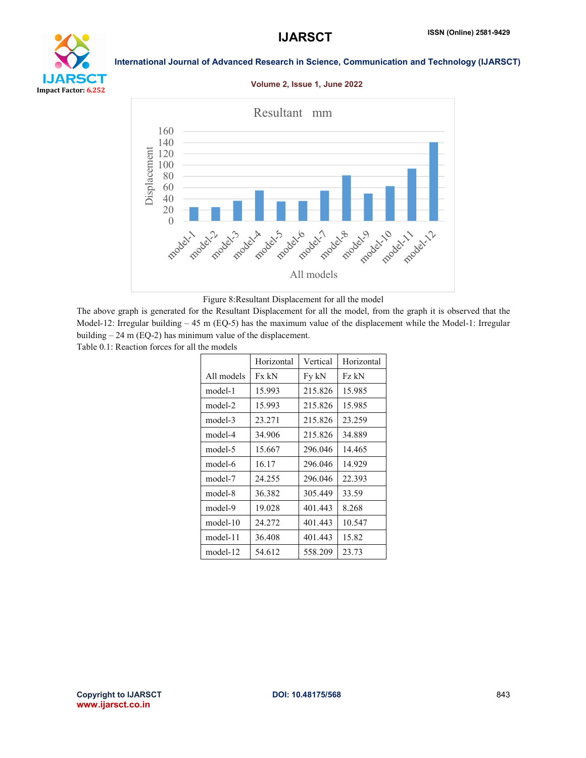Figure 8:Resultant Displacement for all the model

The above graph is generated for the Resultant Displacement for all the model, from the graph it is observed that the Model-12: Irregular building – 45 m (EQ-5) has the maximum value of the displacement while the Model-1: Irregular building – 24 m (EQ-2) has minimum value of the displacement.

Table 0.1: Reaction forces for all the models

| | Horizontal | Vertical | Horizontal |
|---|---|---|---|
| All models | Fx kN | Fy kN | Fz kN |
| model-1 | 15.993 | 215.826 | 15.985 |
| model-2 | 15.993 | 215.826 | 15.985 |
| model-3 | 23.271 | 215.826 | 23.259 |
| model-4 | 34.906 | 215.826 | 34.889 |
| model-5 | 15.667 | 296.046 | 14.465 |
| model-6 | 16.17 | 296.046 | 14.929 |
| model-7 | 24.255 | 296.046 | 22.393 |
| model-8 | 36.382 | 305.449 | 33.59 |
| model-9 | 19.028 | 401.443 | 8.268 |
| model-10 | 24.272 | 401.443 | 10.547 |
| model-11 | 36.408 | 401.443 | 15.82 |
| model-12 | 54.612 | 558.209 | 23.73 |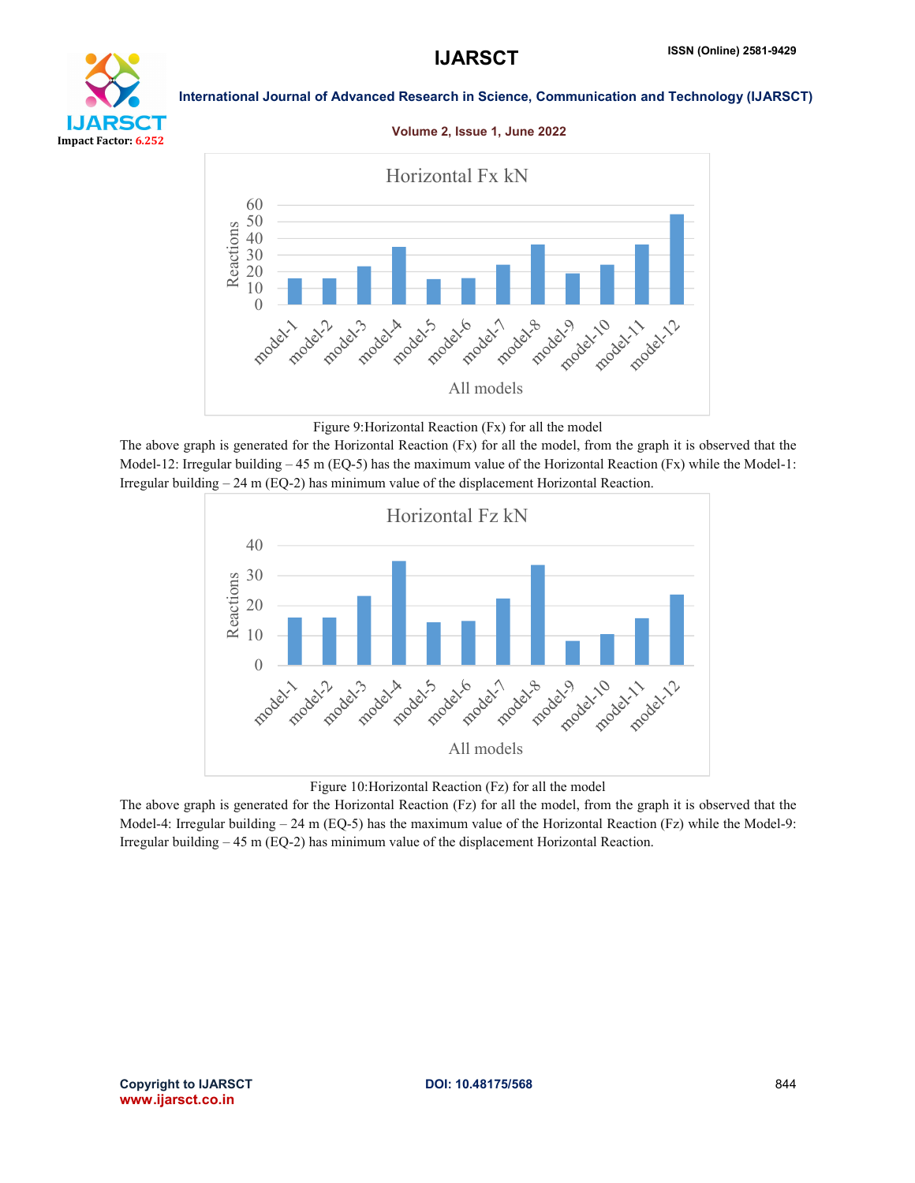Figure 9:Horizontal Reaction (Fx) for all the model

The above graph is generated for the Horizontal Reaction (Fx) for all the model, from the graph it is observed that the Model-12: Irregular building – 45 m (EQ-5) has the maximum value of the Horizontal Reaction (Fx) while the Model-1: Irregular building – 24 m (EQ-2) has minimum value of the displacement Horizontal Reaction.

Figure 10:Horizontal Reaction (Fz) for all the model

The above graph is generated for the Horizontal Reaction (Fz) for all the model, from the graph it is observed that the Model-4: Irregular building – 24 m (EQ-5) has the maximum value of the Horizontal Reaction (Fz) while the Model-9: Irregular building – 45 m (EQ-2) has minimum value of the displacement Horizontal Reaction.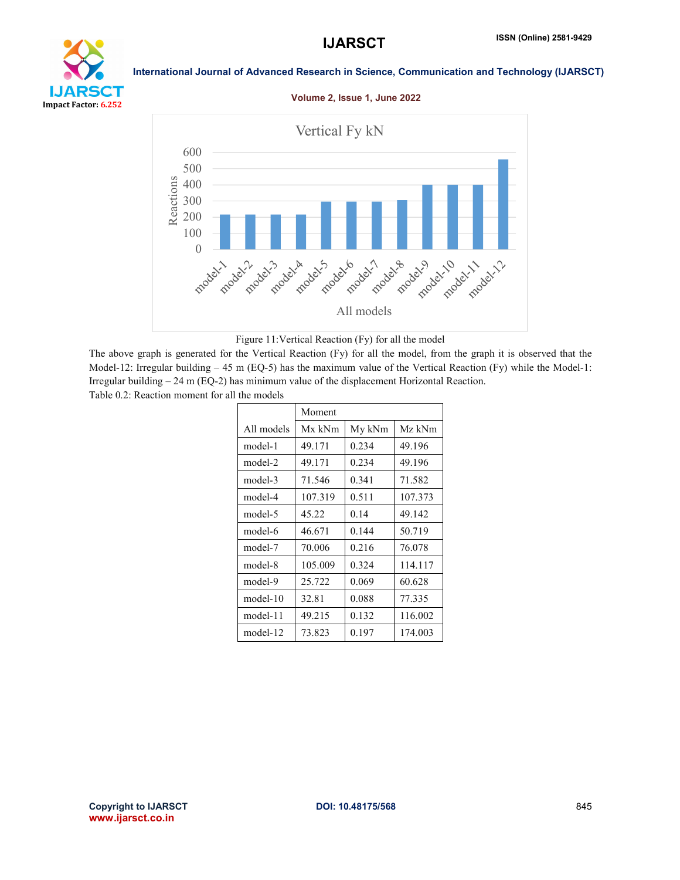Figure 11:Vertical Reaction (Fy) for all the model

The above graph is generated for the Vertical Reaction (Fy) for all the model, from the graph it is observed that the Model-12: Irregular building – 45 m (EQ-5) has the maximum value of the Vertical Reaction (Fy) while the Model-1: Irregular building – 24 m (EQ-2) has minimum value of the displacement Horizontal Reaction.

Table 0.2: Reaction moment for all the models

| All models | Moment | | |
|---|---|---|---|
| | Mx kNm | My kNm | Mz kNm |
| model-1 | 49.171 | 0.234 | 49.196 |
| model-2 | 49.171 | 0.234 | 49.196 |
| model-3 | 71.546 | 0.341 | 71.582 |
| model-4 | 107.319 | 0.511 | 107.373 |
| model-5 | 45.22 | 0.14 | 49.142 |
| model-6 | 46.671 | 0.144 | 50.719 |
| model-7 | 70.006 | 0.216 | 76.078 |
| model-8 | 105.009 | 0.324 | 114.117 |
| model-9 | 25.722 | 0.069 | 60.628 |
| model-10 | 32.81 | 0.088 | 77.335 |
| model-11 | 49.215 | 0.132 | 116.002 |
| model-12 | 73.823 | 0.197 | 174.003 |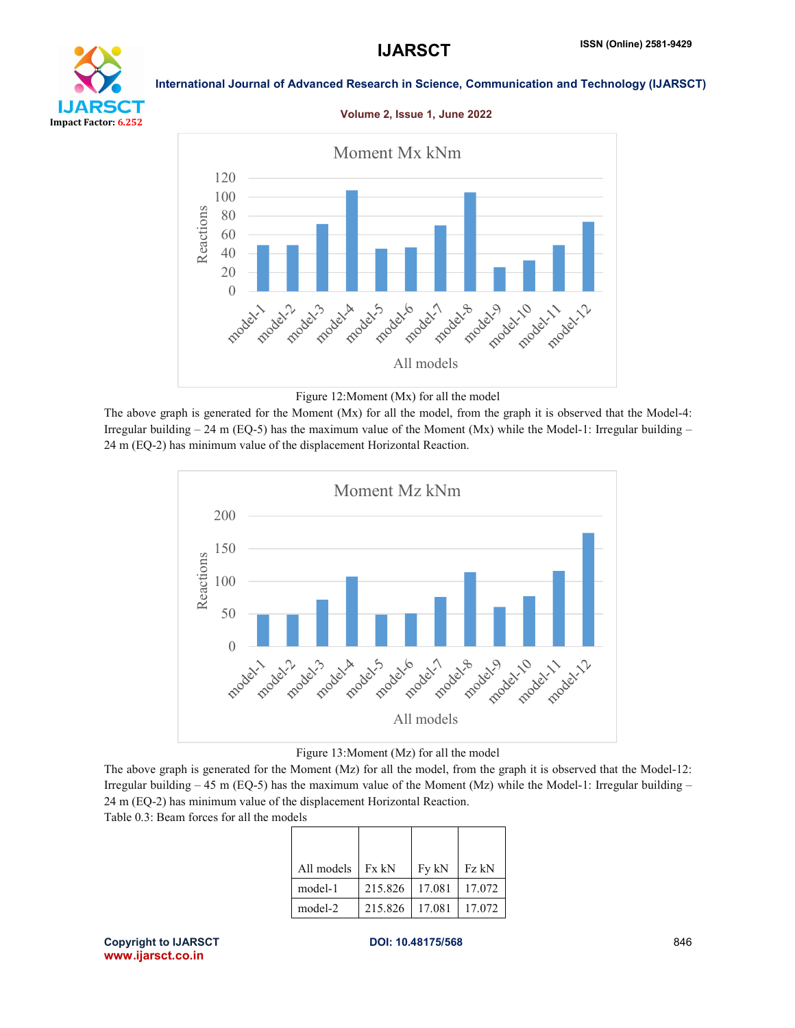Figure 12:Moment (Mx) for all the model

The above graph is generated for the Moment (Mx) for all the model, from the graph it is observed that the Model-4: Irregular building – 24 m (EQ-5) has the maximum value of the Moment (Mx) while the Model-1: Irregular building – 24 m (EQ-2) has minimum value of the displacement Horizontal Reaction.

Figure 13:Moment (Mz) for all the model

The above graph is generated for the Moment (Mz) for all the model, from the graph it is observed that the Model-12: Irregular building – 45 m (EQ-5) has the maximum value of the Moment (Mz) while the Model-1: Irregular building – 24 m (EQ-2) has minimum value of the displacement Horizontal Reaction.

Table 0.3: Beam forces for all the models

| All models | Fx kN | Fy kN | Fz kN |
|---|---|---|---|
| model-1 | 215.826 | 17.081 | 17.072 |
| model-2 | 215.826 | 17.081 | 17.072 |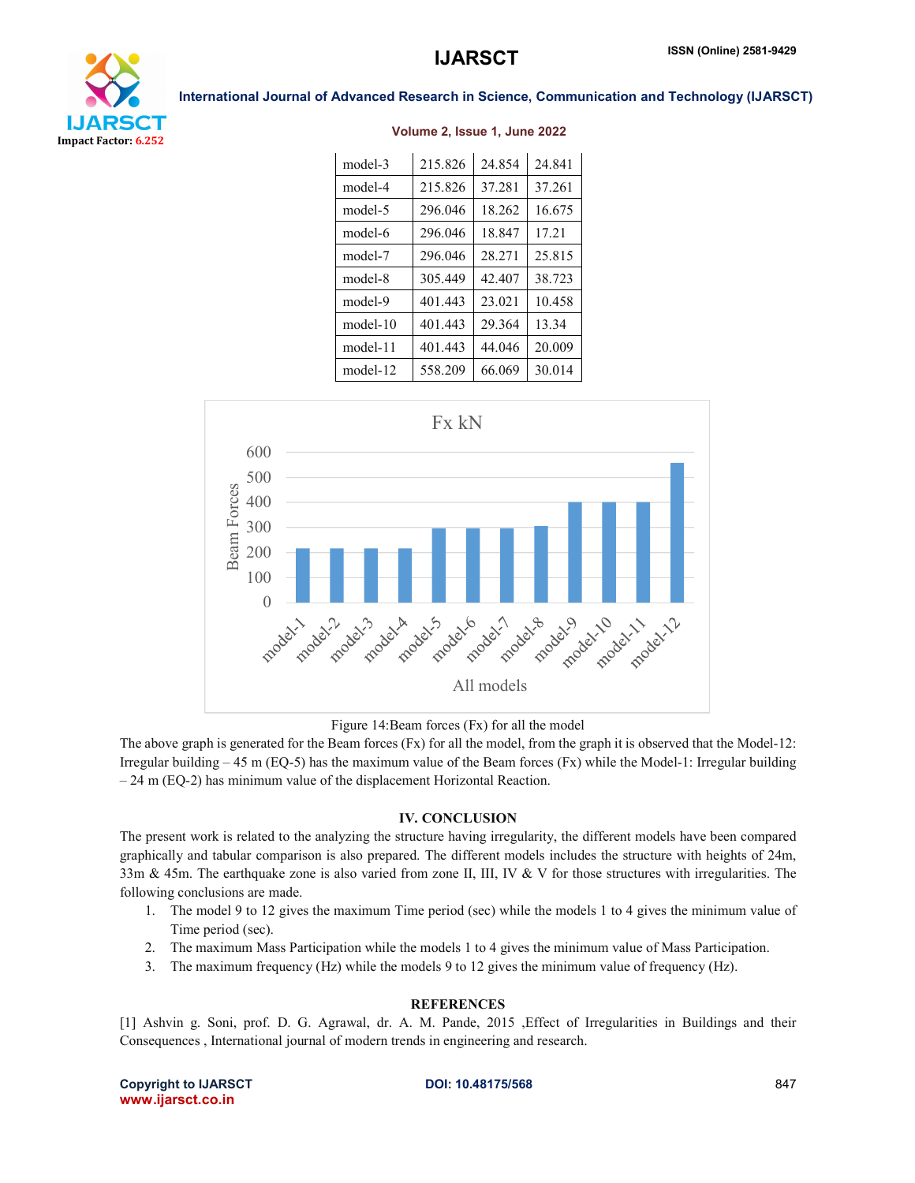| model-3 | 215.826 | 24.854 | 24.841 |
|---|---|---|---|
| model-4 | 215.826 | 37.281 | 37.261 |
| model-5 | 296.046 | 18.262 | 16.675 |
| model-6 | 296.046 | 18.847 | 17.21 |
| model-7 | 296.046 | 28.271 | 25.815 |
| model-8 | 305.449 | 42.407 | 38.723 |
| model-9 | 401.443 | 23.021 | 10.458 |
| model-10 | 401.443 | 29.364 | 13.34 |
| model-11 | 401.443 | 44.046 | 20.009 |
| model-12 | 558.209 | 66.069 | 30.014 |

Figure 14:Beam forces (Fx) for all the model

The above graph is generated for the Beam forces (Fx) for all the model, from the graph it is observed that the Model-12: Irregular building – 45 m (EQ-5) has the maximum value of the Beam forces (Fx) while the Model-1: Irregular building – 24 m (EQ-2) has minimum value of the displacement Horizontal Reaction.

## IV. CONCLUSION

The present work is related to the analyzing the structure having irregularity, the different models have been compared graphically and tabular comparison is also prepared. The different models includes the structure with heights of 24m, 33m & 45m. The earthquake zone is also varied from zone II, III, IV & V for those structures with irregularities. The following conclusions are made.

1. The model 9 to 12 gives the maximum Time period (sec) while the models 1 to 4 gives the minimum value of Time period (sec).
2. The maximum Mass Participation while the models 1 to 4 gives the minimum value of Mass Participation.
3. The maximum frequency (Hz) while the models 9 to 12 gives the minimum value of frequency (Hz).

## REFERENCES

[1] Ashvin g. Soni, prof. D. G. Agrawal, dr. A. M. Pande, 2015 ,Effect of Irregularities in Buildings and their Consequences , International journal of modern trends in engineering and research.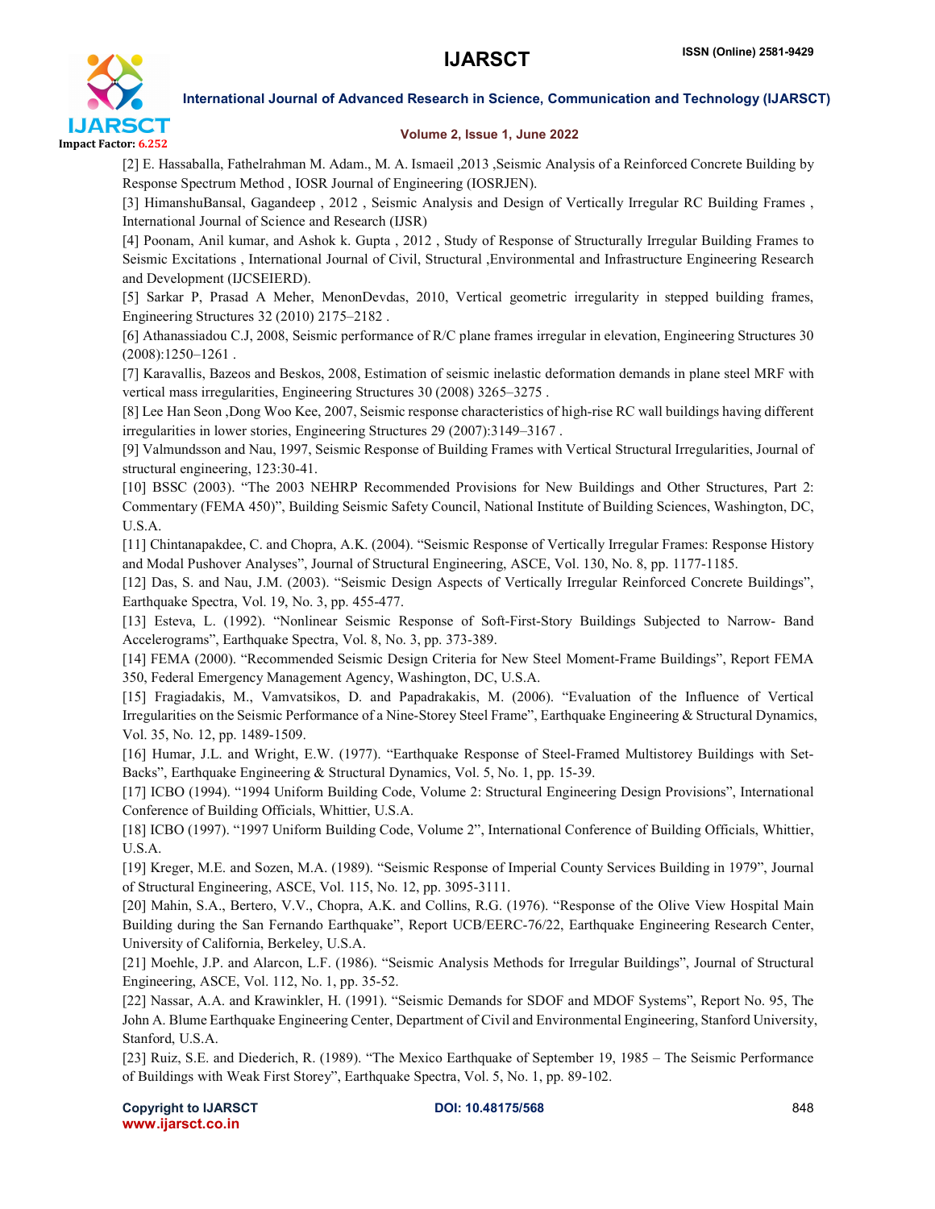[2] E. Hassaballa, Fathelrahman M. Adam., M. A. Ismaeil ,2013 ,Seismic Analysis of a Reinforced Concrete Building by Response Spectrum Method , IOSR Journal of Engineering (IOSRJEN).

[3] HimanshuBansal, Gagandeep , 2012 , Seismic Analysis and Design of Vertically Irregular RC Building Frames , International Journal of Science and Research (IJSR)

[4] Poonam, Anil kumar, and Ashok k. Gupta , 2012 , Study of Response of Structurally Irregular Building Frames to Seismic Excitations , International Journal of Civil, Structural ,Environmental and Infrastructure Engineering Research and Development (IJCSEIERD).

[5] Sarkar P, Prasad A Meher, MenonDevdas, 2010, Vertical geometric irregularity in stepped building frames, Engineering Structures 32 (2010) 2175–2182 .

[6] Athanassiadou C.J, 2008, Seismic performance of R/C plane frames irregular in elevation, Engineering Structures 30 (2008):1250–1261 .

[7] Karavallis, Bazeos and Beskos, 2008, Estimation of seismic inelastic deformation demands in plane steel MRF with vertical mass irregularities, Engineering Structures 30 (2008) 3265–3275 .

[8] Lee Han Seon ,Dong Woo Kee, 2007, Seismic response characteristics of high-rise RC wall buildings having different irregularities in lower stories, Engineering Structures 29 (2007):3149–3167 .

[9] Valmundsson and Nau, 1997, Seismic Response of Building Frames with Vertical Structural Irregularities, Journal of structural engineering, 123:30-41.

[10] BSSC (2003). "The 2003 NEHRP Recommended Provisions for New Buildings and Other Structures, Part 2: Commentary (FEMA 450)", Building Seismic Safety Council, National Institute of Building Sciences, Washington, DC, U.S.A.

[11] Chintanapakdee, C. and Chopra, A.K. (2004). "Seismic Response of Vertically Irregular Frames: Response History and Modal Pushover Analyses", Journal of Structural Engineering, ASCE, Vol. 130, No. 8, pp. 1177-1185.

[12] Das, S. and Nau, J.M. (2003). "Seismic Design Aspects of Vertically Irregular Reinforced Concrete Buildings", Earthquake Spectra, Vol. 19, No. 3, pp. 455-477.

[13] Esteva, L. (1992). "Nonlinear Seismic Response of Soft-First-Story Buildings Subjected to Narrow- Band Accelerograms", Earthquake Spectra, Vol. 8, No. 3, pp. 373-389.

[14] FEMA (2000). "Recommended Seismic Design Criteria for New Steel Moment-Frame Buildings", Report FEMA 350, Federal Emergency Management Agency, Washington, DC, U.S.A.

[15] Fragiadakis, M., Vamvatsikos, D. and Papadrakakis, M. (2006). "Evaluation of the Influence of Vertical Irregularities on the Seismic Performance of a Nine-Storey Steel Frame", Earthquake Engineering & Structural Dynamics, Vol. 35, No. 12, pp. 1489-1509.

[16] Humar, J.L. and Wright, E.W. (1977). "Earthquake Response of Steel-Framed Multistorey Buildings with Set-Backs", Earthquake Engineering & Structural Dynamics, Vol. 5, No. 1, pp. 15-39.

[17] ICBO (1994). "1994 Uniform Building Code, Volume 2: Structural Engineering Design Provisions", International Conference of Building Officials, Whittier, U.S.A.

[18] ICBO (1997). "1997 Uniform Building Code, Volume 2", International Conference of Building Officials, Whittier, U.S.A.

[19] Kreger, M.E. and Sozen, M.A. (1989). "Seismic Response of Imperial County Services Building in 1979", Journal of Structural Engineering, ASCE, Vol. 115, No. 12, pp. 3095-3111.

[20] Mahin, S.A., Bertero, V.V., Chopra, A.K. and Collins, R.G. (1976). "Response of the Olive View Hospital Main Building during the San Fernando Earthquake", Report UCB/EERC-76/22, Earthquake Engineering Research Center, University of California, Berkeley, U.S.A.

[21] Moehle, J.P. and Alarcon, L.F. (1986). "Seismic Analysis Methods for Irregular Buildings", Journal of Structural Engineering, ASCE, Vol. 112, No. 1, pp. 35-52.

[22] Nassar, A.A. and Krawinkler, H. (1991). "Seismic Demands for SDOF and MDOF Systems", Report No. 95, The John A. Blume Earthquake Engineering Center, Department of Civil and Environmental Engineering, Stanford University, Stanford, U.S.A.

[23] Ruiz, S.E. and Diederich, R. (1989). "The Mexico Earthquake of September 19, 1985 – The Seismic Performance of Buildings with Weak First Storey", Earthquake Spectra, Vol. 5, No. 1, pp. 89-102.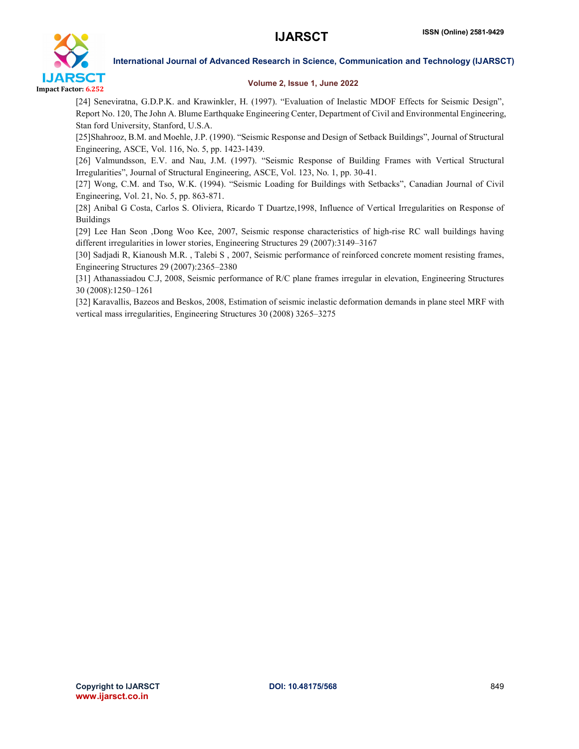[24] Seneviratna, G.D.P.K. and Krawinkler, H. (1997). "Evaluation of Inelastic MDOF Effects for Seismic Design", Report No. 120, The John A. Blume Earthquake Engineering Center, Department of Civil and Environmental Engineering, Stan ford University, Stanford, U.S.A.

[25]Shahrooz, B.M. and Moehle, J.P. (1990). "Seismic Response and Design of Setback Buildings", Journal of Structural Engineering, ASCE, Vol. 116, No. 5, pp. 1423-1439.

[26] Valmundsson, E.V. and Nau, J.M. (1997). "Seismic Response of Building Frames with Vertical Structural Irregularities", Journal of Structural Engineering, ASCE, Vol. 123, No. 1, pp. 30-41.

[27] Wong, C.M. and Tso, W.K. (1994). "Seismic Loading for Buildings with Setbacks", Canadian Journal of Civil Engineering, Vol. 21, No. 5, pp. 863-871.

[28] Anibal G Costa, Carlos S. Oliviera, Ricardo T Duartze,1998, Influence of Vertical Irregularities on Response of Buildings

[29] Lee Han Seon ,Dong Woo Kee, 2007, Seismic response characteristics of high-rise RC wall buildings having different irregularities in lower stories, Engineering Structures 29 (2007):3149–3167

[30] Sadjadi R, Kianoush M.R. , Talebi S , 2007, Seismic performance of reinforced concrete moment resisting frames, Engineering Structures 29 (2007):2365–2380

[31] Athanassiadou C.J, 2008, Seismic performance of R/C plane frames irregular in elevation, Engineering Structures 30 (2008):1250–1261

[32] Karavallis, Bazeos and Beskos, 2008, Estimation of seismic inelastic deformation demands in plane steel MRF with vertical mass irregularities, Engineering Structures 30 (2008) 3265–3275